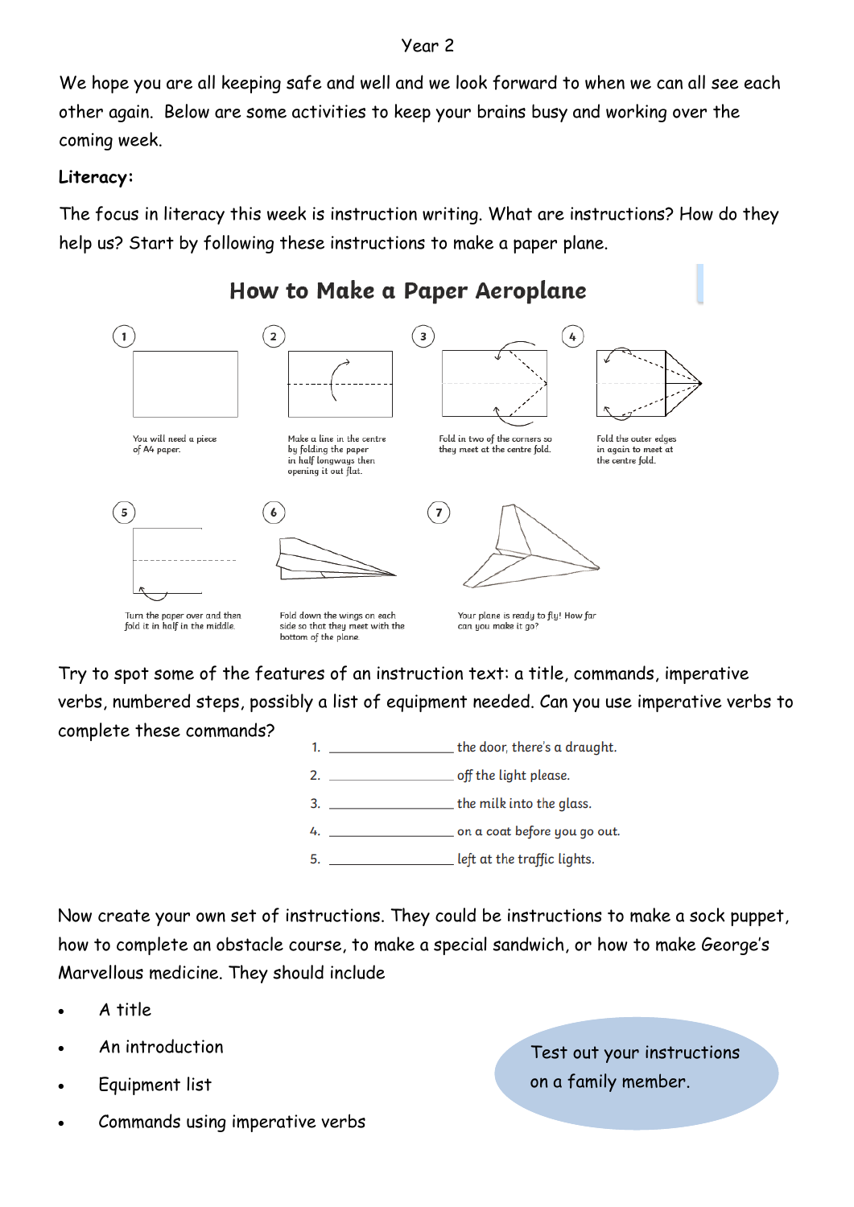Year 2

We hope you are all keeping safe and well and we look forward to when we can all see each other again. Below are some activities to keep your brains busy and working over the coming week.

**Literacy:**

The focus in literacy this week is instruction writing. What are instructions? How do they help us? Start by following these instructions to make a paper plane.

## How to Make a Paper Aeroplane

1. You will need a piece of A4 paper.
2. Make a line in the centre by folding the paper in half longways then opening it out flat.
3. Fold in two of the corners so they meet at the centre fold.
4. Fold the outer edges in again to meet at the centre fold.
5. Turn the paper over and then fold it in half in the middle.
6. Fold down the wings on each side so that they meet with the bottom of the plane.
7. Your plane is ready to fly! How far can you make it go?

Try to spot some of the features of an instruction text: a title, commands, imperative verbs, numbered steps, possibly a list of equipment needed. Can you use imperative verbs to complete these commands?

1. ________________ the door, there's a draught.
2. ________________ off the light please.
3. ________________ the milk into the glass.
4. ________________ on a coat before you go out.
5. ________________ left at the traffic lights.

Now create your own set of instructions. They could be instructions to make a sock puppet, how to complete an obstacle course, to make a special sandwich, or how to make George's Marvellous medicine. They should include

- A title
- An introduction
- Equipment list
- Commands using imperative verbs

Test out your instructions on a family member.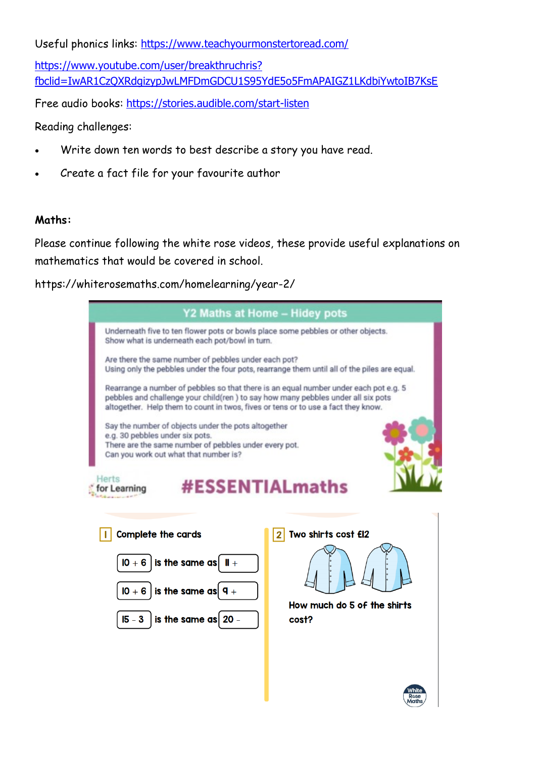Useful phonics links: https://www.teachyourmonstertoread.com/

https://www.youtube.com/user/breakthruchris?fbclid=IwAR1CzQXRdgizypJwLMFDmGDCU1S95YdE5o5FmAPAIGZ1LKdbiYwtoIB7KsE

Free audio books: https://stories.audible.com/start-listen

Reading challenges:

- Write down ten words to best describe a story you have read.
- Create a fact file for your favourite author

**Maths:**

Please continue following the white rose videos, these provide useful explanations on mathematics that would be covered in school.

https://whiterosemaths.com/homelearning/year-2/

## Y2 Maths at Home – Hidey pots

Underneath five to ten flower pots or bowls place some pebbles or other objects. Show what is underneath each pot/bowl in turn.

Are there the same number of pebbles under each pot?
Using only the pebbles under the four pots, rearrange them until all of the piles are equal.

Rearrange a number of pebbles so that there is an equal number under each pot e.g. 5 pebbles and challenge your child(ren) to say how many pebbles under all six pots altogether. Help them to count in twos, fives or tens or to use a fact they know.

Say the number of objects under the pots altogether
e.g. 30 pebbles under six pots.
There are the same number of pebbles under every pot.
Can you work out what that number is?

Herts for Learning

**#ESSENTIALmaths**

**1 Complete the cards**

10 + 6 is the same as 11 +

10 + 6 is the same as 9 +

15 − 3 is the same as 20 −

**2 Two shirts cost £12**

How much do 5 of the shirts cost?

White Rose Maths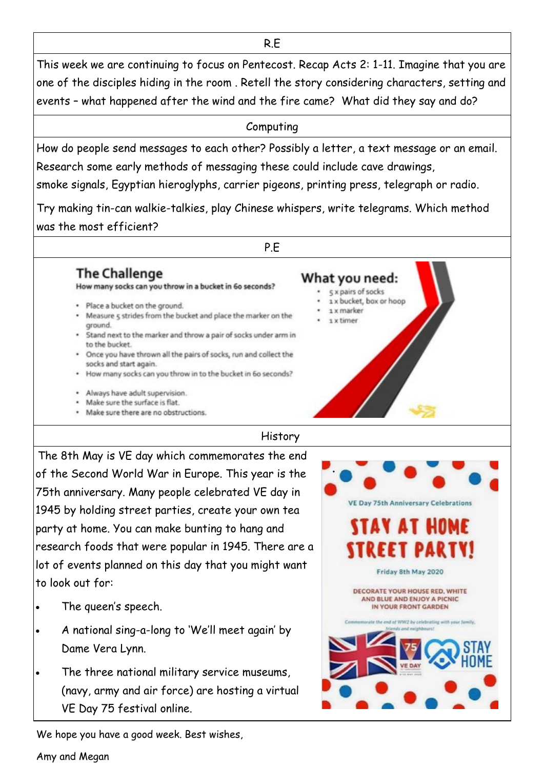## R.E

This week we are continuing to focus on Pentecost. Recap Acts 2: 1-11. Imagine that you are one of the disciples hiding in the room . Retell the story considering characters, setting and events – what happened after the wind and the fire came? What did they say and do?

## Computing

How do people send messages to each other? Possibly a letter, a text message or an email. Research some early methods of messaging these could include cave drawings, smoke signals, Egyptian hieroglyphs, carrier pigeons, printing press, telegraph or radio.

Try making tin-can walkie-talkies, play Chinese whispers, write telegrams. Which method was the most efficient?

## P.E

### The Challenge

**How many socks can you throw in a bucket in 60 seconds?**

- Place a bucket on the ground.
- Measure 5 strides from the bucket and place the marker on the ground.
- Stand next to the marker and throw a pair of socks under arm in to the bucket.
- Once you have thrown all the pairs of socks, run and collect the socks and start again.
- How many socks can you throw in to the bucket in 60 seconds?

- Always have adult supervision.
- Make sure the surface is flat.
- Make sure there are no obstructions.

### What you need:

- 5 x pairs of socks
- 1 x bucket, box or hoop
- 1 x marker
- 1 x timer

## History

The 8th May is VE day which commemorates the end of the Second World War in Europe. This year is the 75th anniversary. Many people celebrated VE day in 1945 by holding street parties, create your own tea party at home. You can make bunting to hang and research foods that were popular in 1945. There are a lot of events planned on this day that you might want to look out for:

- The queen's speech.
- A national sing-a-long to 'We'll meet again' by Dame Vera Lynn.
- The three national military service museums, (navy, army and air force) are hosting a virtual VE Day 75 festival online.

VE Day 75th Anniversary Celebrations

**STAY AT HOME STREET PARTY!**

Friday 8th May 2020

DECORATE YOUR HOUSE RED, WHITE AND BLUE AND ENJOY A PICNIC IN YOUR FRONT GARDEN

Commemorate the end of WW2 by celebrating with your family, friends and neighbours!

STAY HOME

We hope you have a good week. Best wishes,

Amy and Megan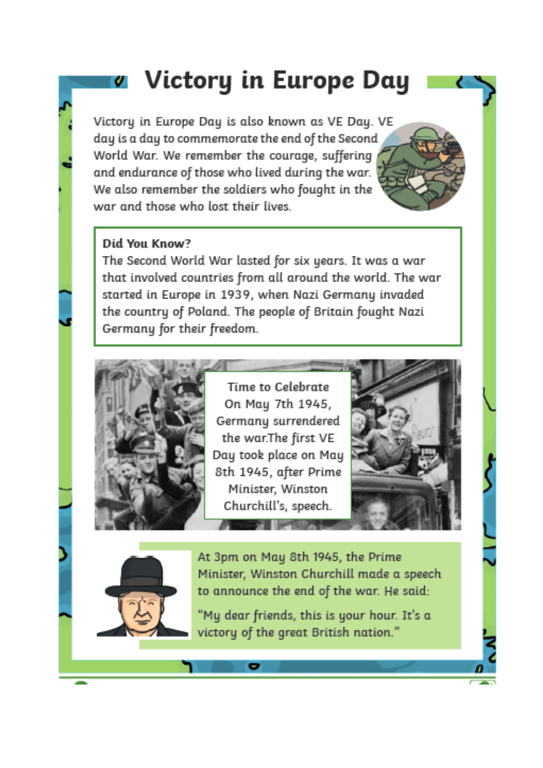# Victory in Europe Day

Victory in Europe Day is also known as VE Day. VE day is a day to commemorate the end of the Second World War. We remember the courage, suffering and endurance of those who lived during the war. We also remember the soldiers who fought in the war and those who lost their lives.

**Did You Know?**

The Second World War lasted for six years. It was a war that involved countries from all around the world. The war started in Europe in 1939, when Nazi Germany invaded the country of Poland. The people of Britain fought Nazi Germany for their freedom.

Time to Celebrate

On May 7th 1945, Germany surrendered the war.The first VE Day took place on May 8th 1945, after Prime Minister, Winston Churchill's, speech.

At 3pm on May 8th 1945, the Prime Minister, Winston Churchill made a speech to announce the end of the war. He said:

"My dear friends, this is your hour. It's a victory of the great British nation."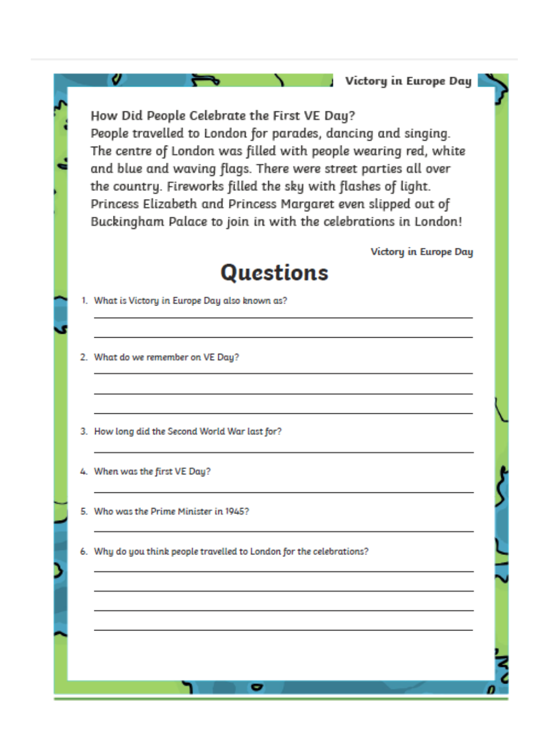## How Did People Celebrate the First VE Day?

People travelled to London for parades, dancing and singing. The centre of London was filled with people wearing red, white and blue and waving flags. There were street parties all over the country. Fireworks filled the sky with flashes of light. Princess Elizabeth and Princess Margaret even slipped out of Buckingham Palace to join in with the celebrations in London!

# Questions

1. What is Victory in Europe Day also known as?

   ______________________________________________

   ______________________________________________

2. What do we remember on VE Day?

   ______________________________________________

   ______________________________________________

   ______________________________________________

3. How long did the Second World War last for?

   ______________________________________________

4. When was the first VE Day?

   ______________________________________________

5. Who was the Prime Minister in 1945?

   ______________________________________________

6. Why do you think people travelled to London for the celebrations?

   ______________________________________________

   ______________________________________________

   ______________________________________________

   ______________________________________________